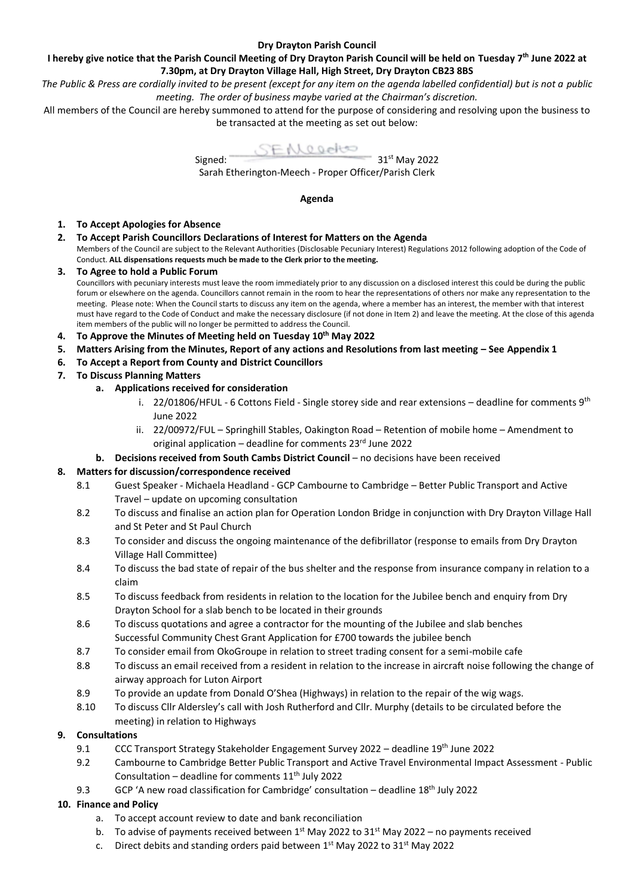**Dry Drayton Parish Council**

**I hereby give notice that the Parish Council Meeting of Dry Drayton Parish Council will be held on Tuesday 7th June 2022 at 7.30pm, at Dry Drayton Village Hall, High Street, Dry Drayton CB23 8BS**

*The Public & Press are cordially invited to be present (except for any item on the agenda labelled confidential) but is not a public meeting. The order of business maybe varied at the Chairman's discretion.*

All members of the Council are hereby summoned to attend for the purpose of considering and resolving upon the business to be transacted at the meeting as set out below:

Signed: SEMeech 31st May 2022

Sarah Etherington-Meech - Proper Officer/Parish Clerk

**Agenda**

1. **To Accept Apologies for Absence**
2. **To Accept Parish Councillors Declarations of Interest for Matters on the Agenda**
   Members of the Council are subject to the Relevant Authorities (Disclosable Pecuniary Interest) Regulations 2012 following adoption of the Code of Conduct. **ALL dispensations requests much be made to the Clerk prior to the meeting.**
3. **To Agree to hold a Public Forum**
   Councillors with pecuniary interests must leave the room immediately prior to any discussion on a disclosed interest this could be during the public forum or elsewhere on the agenda. Councillors cannot remain in the room to hear the representations of others nor make any representation to the meeting. Please note: When the Council starts to discuss any item on the agenda, where a member has an interest, the member with that interest must have regard to the Code of Conduct and make the necessary disclosure (if not done in Item 2) and leave the meeting. At the close of this agenda item members of the public will no longer be permitted to address the Council.
4. **To Approve the Minutes of Meeting held on Tuesday 10th May 2022**
5. **Matters Arising from the Minutes, Report of any actions and Resolutions from last meeting – See Appendix 1**
6. **To Accept a Report from County and District Councillors**
7. **To Discuss Planning Matters**
   a. **Applications received for consideration**
      i. 22/01806/HFUL - 6 Cottons Field - Single storey side and rear extensions – deadline for comments 9th June 2022
      ii. 22/00972/FUL – Springhill Stables, Oakington Road – Retention of mobile home – Amendment to original application – deadline for comments 23rd June 2022
   b. **Decisions received from South Cambs District Council** – no decisions have been received
8. **Matters for discussion/correspondence received**
   8.1 Guest Speaker - Michaela Headland - GCP Cambourne to Cambridge – Better Public Transport and Active Travel – update on upcoming consultation
   8.2 To discuss and finalise an action plan for Operation London Bridge in conjunction with Dry Drayton Village Hall and St Peter and St Paul Church
   8.3 To consider and discuss the ongoing maintenance of the defibrillator (response to emails from Dry Drayton Village Hall Committee)
   8.4 To discuss the bad state of repair of the bus shelter and the response from insurance company in relation to a claim
   8.5 To discuss feedback from residents in relation to the location for the Jubilee bench and enquiry from Dry Drayton School for a slab bench to be located in their grounds
   8.6 To discuss quotations and agree a contractor for the mounting of the Jubilee and slab benches
   Successful Community Chest Grant Application for £700 towards the jubilee bench
   8.7 To consider email from OkoGroupe in relation to street trading consent for a semi-mobile cafe
   8.8 To discuss an email received from a resident in relation to the increase in aircraft noise following the change of airway approach for Luton Airport
   8.9 To provide an update from Donald O'Shea (Highways) in relation to the repair of the wig wags.
   8.10 To discuss Cllr Aldersley's call with Josh Rutherford and Cllr. Murphy (details to be circulated before the meeting) in relation to Highways
9. **Consultations**
   9.1 CCC Transport Strategy Stakeholder Engagement Survey 2022 – deadline 19th June 2022
   9.2 Cambourne to Cambridge Better Public Transport and Active Travel Environmental Impact Assessment - Public Consultation – deadline for comments 11th July 2022
   9.3 GCP 'A new road classification for Cambridge' consultation – deadline 18th July 2022
10. **Finance and Policy**
    a. To accept account review to date and bank reconciliation
    b. To advise of payments received between 1st May 2022 to 31st May 2022 – no payments received
    c. Direct debits and standing orders paid between 1st May 2022 to 31st May 2022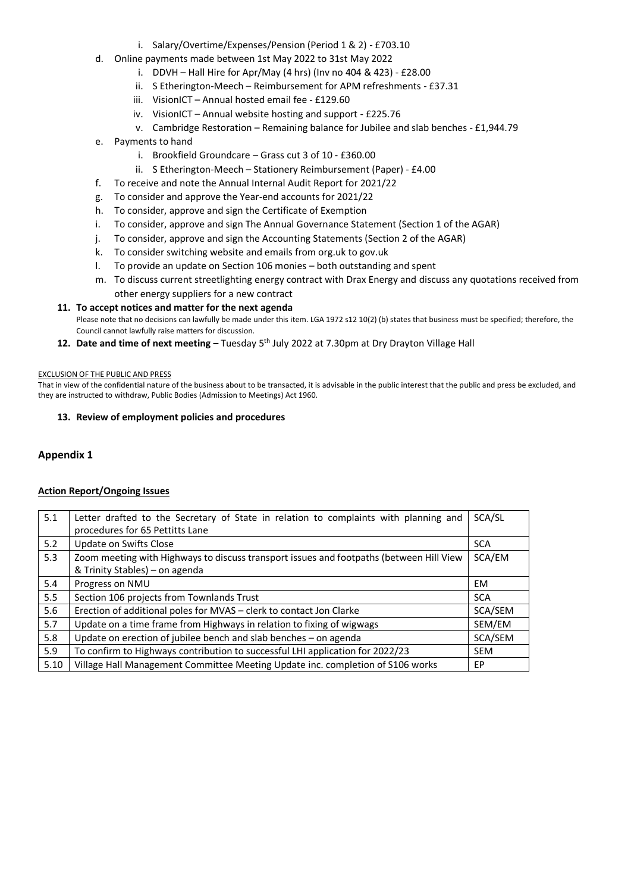i. Salary/Overtime/Expenses/Pension (Period 1 & 2) - £703.10

d. Online payments made between 1st May 2022 to 31st May 2022
   i. DDVH – Hall Hire for Apr/May (4 hrs) (Inv no 404 & 423) - £28.00
   ii. S Etherington-Meech – Reimbursement for APM refreshments - £37.31
   iii. VisionICT – Annual hosted email fee - £129.60
   iv. VisionICT – Annual website hosting and support - £225.76
   v. Cambridge Restoration – Remaining balance for Jubilee and slab benches - £1,944.79

e. Payments to hand
   i. Brookfield Groundcare – Grass cut 3 of 10 - £360.00
   ii. S Etherington-Meech – Stationery Reimbursement (Paper) - £4.00

f. To receive and note the Annual Internal Audit Report for 2021/22

g. To consider and approve the Year-end accounts for 2021/22

h. To consider, approve and sign the Certificate of Exemption

i. To consider, approve and sign The Annual Governance Statement (Section 1 of the AGAR)

j. To consider, approve and sign the Accounting Statements (Section 2 of the AGAR)

k. To consider switching website and emails from org.uk to gov.uk

l. To provide an update on Section 106 monies – both outstanding and spent

m. To discuss current streetlighting energy contract with Drax Energy and discuss any quotations received from other energy suppliers for a new contract

**11. To accept notices and matter for the next agenda**

Please note that no decisions can lawfully be made under this item. LGA 1972 s12 10(2) (b) states that business must be specified; therefore, the Council cannot lawfully raise matters for discussion.

**12. Date and time of next meeting –** Tuesday 5th July 2022 at 7.30pm at Dry Drayton Village Hall

EXCLUSION OF THE PUBLIC AND PRESS

That in view of the confidential nature of the business about to be transacted, it is advisable in the public interest that the public and press be excluded, and they are instructed to withdraw, Public Bodies (Admission to Meetings) Act 1960.

**13. Review of employment policies and procedures**

## Appendix 1

**Action Report/Ongoing Issues**

| | | |
|---|---|---|
| 5.1 | Letter drafted to the Secretary of State in relation to complaints with planning and procedures for 65 Pettitts Lane | SCA/SL |
| 5.2 | Update on Swifts Close | SCA |
| 5.3 | Zoom meeting with Highways to discuss transport issues and footpaths (between Hill View & Trinity Stables) – on agenda | SCA/EM |
| 5.4 | Progress on NMU | EM |
| 5.5 | Section 106 projects from Townlands Trust | SCA |
| 5.6 | Erection of additional poles for MVAS – clerk to contact Jon Clarke | SCA/SEM |
| 5.7 | Update on a time frame from Highways in relation to fixing of wigwags | SEM/EM |
| 5.8 | Update on erection of jubilee bench and slab benches – on agenda | SCA/SEM |
| 5.9 | To confirm to Highways contribution to successful LHI application for 2022/23 | SEM |
| 5.10 | Village Hall Management Committee Meeting Update inc. completion of S106 works | EP |